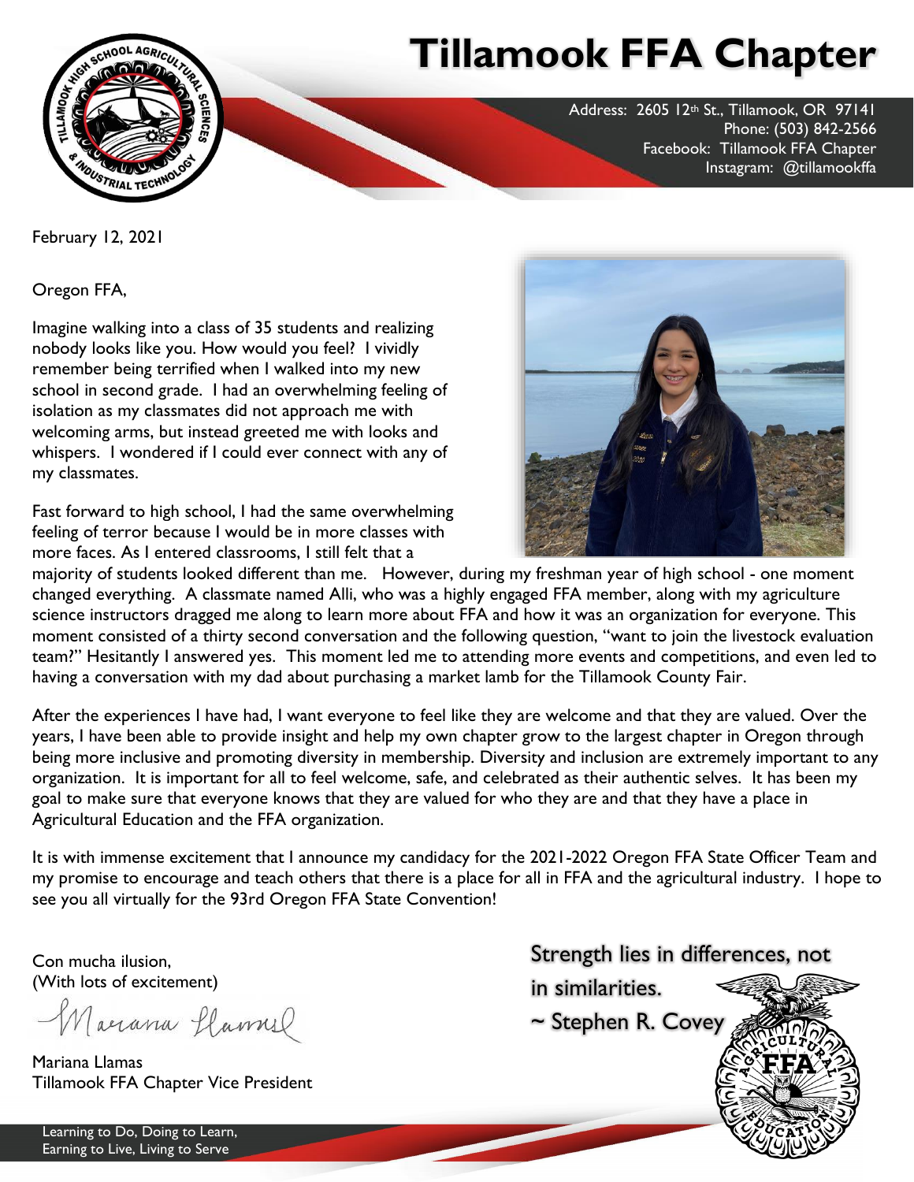# Tillamook FFA Chapter

Address: 2605 12th St., Tillamook, OR 97141
Phone: (503) 842-2566
Facebook: Tillamook FFA Chapter
Instagram: @tillamookffa

February 12, 2021

Oregon FFA,

Imagine walking into a class of 35 students and realizing nobody looks like you. How would you feel? I vividly remember being terrified when I walked into my new school in second grade. I had an overwhelming feeling of isolation as my classmates did not approach me with welcoming arms, but instead greeted me with looks and whispers. I wondered if I could ever connect with any of my classmates.

Fast forward to high school, I had the same overwhelming feeling of terror because I would be in more classes with more faces. As I entered classrooms, I still felt that a majority of students looked different than me. However, during my freshman year of high school - one moment changed everything. A classmate named Alli, who was a highly engaged FFA member, along with my agriculture science instructors dragged me along to learn more about FFA and how it was an organization for everyone. This moment consisted of a thirty second conversation and the following question, "want to join the livestock evaluation team?" Hesitantly I answered yes. This moment led me to attending more events and competitions, and even led to having a conversation with my dad about purchasing a market lamb for the Tillamook County Fair.

After the experiences I have had, I want everyone to feel like they are welcome and that they are valued. Over the years, I have been able to provide insight and help my own chapter grow to the largest chapter in Oregon through being more inclusive and promoting diversity in membership. Diversity and inclusion are extremely important to any organization. It is important for all to feel welcome, safe, and celebrated as their authentic selves. It has been my goal to make sure that everyone knows that they are valued for who they are and that they have a place in Agricultural Education and the FFA organization.

It is with immense excitement that I announce my candidacy for the 2021-2022 Oregon FFA State Officer Team and my promise to encourage and teach others that there is a place for all in FFA and the agricultural industry. I hope to see you all virtually for the 93rd Oregon FFA State Convention!

Con mucha ilusion,
(With lots of excitement)

Mariana Llamas

Mariana Llamas
Tillamook FFA Chapter Vice President

Strength lies in differences, not in similarities.
~ Stephen R. Covey

Learning to Do, Doing to Learn,
Earning to Live, Living to Serve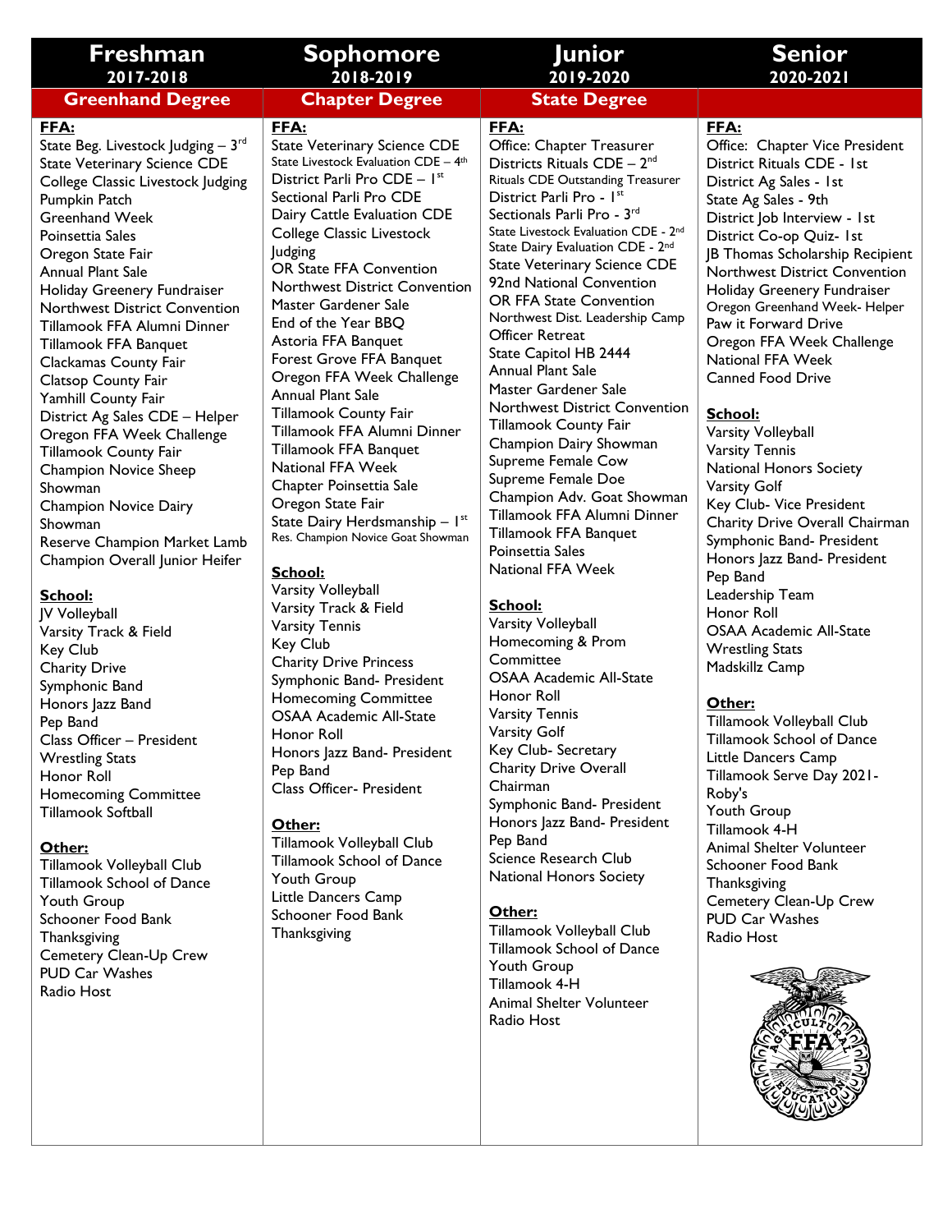| Freshman 2017-2018 | Sophomore 2018-2019 | Junior 2019-2020 | Senior 2020-2021 |
|---|---|---|---|
| **Greenhand Degree** | **Chapter Degree** | **State Degree** | |
| **FFA:**<br>State Beg. Livestock Judging – 3rd<br>State Veterinary Science CDE<br>College Classic Livestock Judging<br>Pumpkin Patch<br>Greenhand Week<br>Poinsettia Sales<br>Oregon State Fair<br>Annual Plant Sale<br>Holiday Greenery Fundraiser<br>Northwest District Convention<br>Tillamook FFA Alumni Dinner<br>Tillamook FFA Banquet<br>Clackamas County Fair<br>Clatsop County Fair<br>Yamhill County Fair<br>District Ag Sales CDE – Helper<br>Oregon FFA Week Challenge<br>Tillamook County Fair<br>Champion Novice Sheep Showman<br>Champion Novice Dairy Showman<br>Reserve Champion Market Lamb<br>Champion Overall Junior Heifer<br><br>**School:**<br>JV Volleyball<br>Varsity Track & Field<br>Key Club<br>Charity Drive<br>Symphonic Band<br>Honors Jazz Band<br>Pep Band<br>Class Officer – President<br>Wrestling Stats<br>Honor Roll<br>Homecoming Committee<br>Tillamook Softball<br><br>**Other:**<br>Tillamook Volleyball Club<br>Tillamook School of Dance<br>Youth Group<br>Schooner Food Bank<br>Thanksgiving<br>Cemetery Clean-Up Crew<br>PUD Car Washes<br>Radio Host | **FFA:**<br>State Veterinary Science CDE<br>State Livestock Evaluation CDE – 4th<br>District Parli Pro CDE – 1st<br>Sectional Parli Pro CDE<br>Dairy Cattle Evaluation CDE<br>College Classic Livestock Judging<br>OR State FFA Convention<br>Northwest District Convention<br>Master Gardener Sale<br>End of the Year BBQ<br>Astoria FFA Banquet<br>Forest Grove FFA Banquet<br>Oregon FFA Week Challenge<br>Annual Plant Sale<br>Tillamook County Fair<br>Tillamook FFA Alumni Dinner<br>Tillamook FFA Banquet<br>National FFA Week<br>Chapter Poinsettia Sale<br>Oregon State Fair<br>State Dairy Herdsmanship – 1st<br>Res. Champion Novice Goat Showman<br><br>**School:**<br>Varsity Volleyball<br>Varsity Track & Field<br>Varsity Tennis<br>Key Club<br>Charity Drive Princess<br>Symphonic Band- President<br>Homecoming Committee<br>OSAA Academic All-State<br>Honor Roll<br>Honors Jazz Band- President<br>Pep Band<br>Class Officer- President<br><br>**Other:**<br>Tillamook Volleyball Club<br>Tillamook School of Dance<br>Youth Group<br>Little Dancers Camp<br>Schooner Food Bank<br>Thanksgiving | **FFA:**<br>Office: Chapter Treasurer<br>Districts Rituals CDE – 2nd<br>Rituals CDE Outstanding Treasurer<br>District Parli Pro - 1st<br>Sectionals Parli Pro - 3rd<br>State Livestock Evaluation CDE - 2nd<br>State Dairy Evaluation CDE - 2nd<br>State Veterinary Science CDE<br>92nd National Convention<br>OR FFA State Convention<br>Northwest Dist. Leadership Camp<br>Officer Retreat<br>State Capitol HB 2444<br>Annual Plant Sale<br>Master Gardener Sale<br>Northwest District Convention<br>Tillamook County Fair<br>Champion Dairy Showman<br>Supreme Female Cow<br>Supreme Female Doe<br>Champion Adv. Goat Showman<br>Tillamook FFA Alumni Dinner<br>Tillamook FFA Banquet<br>Poinsettia Sales<br>National FFA Week<br><br>**School:**<br>Varsity Volleyball<br>Homecoming & Prom Committee<br>OSAA Academic All-State<br>Honor Roll<br>Varsity Tennis<br>Varsity Golf<br>Key Club- Secretary<br>Charity Drive Overall Chairman<br>Symphonic Band- President<br>Honors Jazz Band- President<br>Pep Band<br>Science Research Club<br>National Honors Society<br><br>**Other:**<br>Tillamook Volleyball Club<br>Tillamook School of Dance<br>Youth Group<br>Tillamook 4-H<br>Animal Shelter Volunteer<br>Radio Host | **FFA:**<br>Office: Chapter Vice President<br>District Rituals CDE - 1st<br>District Ag Sales - 1st<br>State Ag Sales - 9th<br>District Job Interview - 1st<br>District Co-op Quiz- 1st<br>JB Thomas Scholarship Recipient<br>Northwest District Convention<br>Holiday Greenery Fundraiser<br>Oregon Greenhand Week- Helper<br>Paw it Forward Drive<br>Oregon FFA Week Challenge<br>National FFA Week<br>Canned Food Drive<br><br>**School:**<br>Varsity Volleyball<br>Varsity Tennis<br>National Honors Society<br>Varsity Golf<br>Key Club- Vice President<br>Charity Drive Overall Chairman<br>Symphonic Band- President<br>Honors Jazz Band- President<br>Pep Band<br>Leadership Team<br>Honor Roll<br>OSAA Academic All-State<br>Wrestling Stats<br>Madskillz Camp<br><br>**Other:**<br>Tillamook Volleyball Club<br>Tillamook School of Dance<br>Little Dancers Camp<br>Tillamook Serve Day 2021- Roby's<br>Youth Group<br>Tillamook 4-H<br>Animal Shelter Volunteer<br>Schooner Food Bank<br>Thanksgiving<br>Cemetery Clean-Up Crew<br>PUD Car Washes<br>Radio Host |